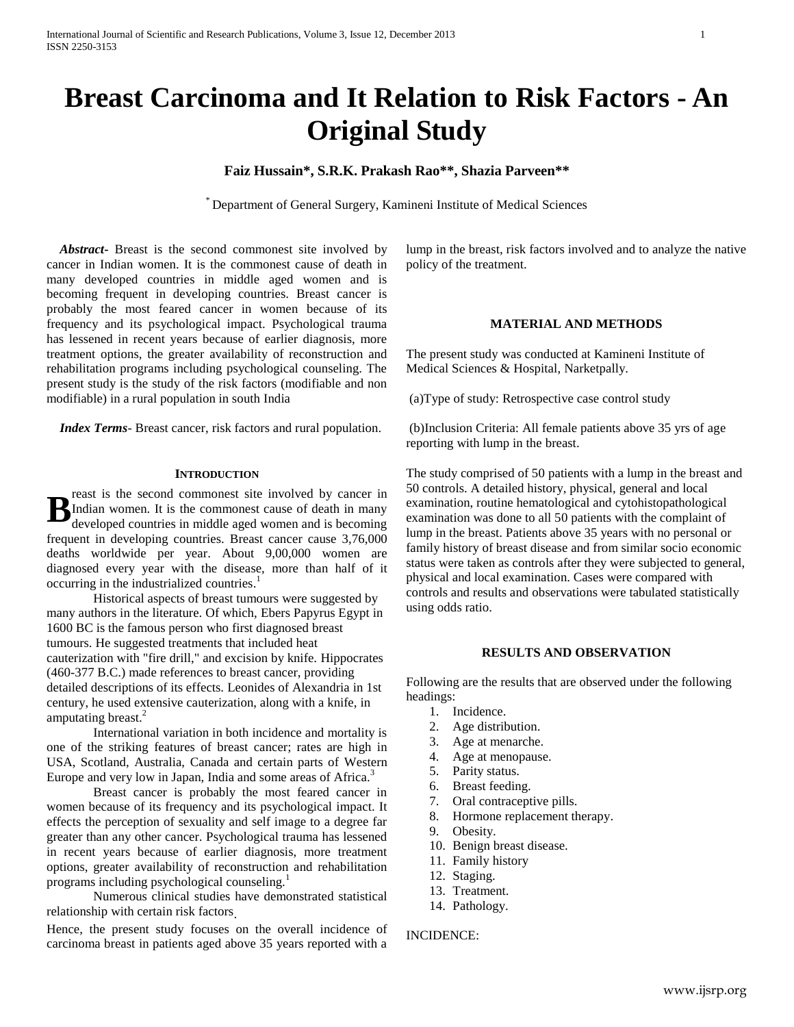# Breast Carcinoma and It Relation to Risk Factors - An Original Study

**Faiz Hussain*, S.R.K. Prakash Rao**, Shazia Parveen****

[*] Department of General Surgery, Kamineni Institute of Medical Sciences

***Abstract***- Breast is the second commonest site involved by cancer in Indian women. It is the commonest cause of death in many developed countries in middle aged women and is becoming frequent in developing countries. Breast cancer is probably the most feared cancer in women because of its frequency and its psychological impact. Psychological trauma has lessened in recent years because of earlier diagnosis, more treatment options, the greater availability of reconstruction and rehabilitation programs including psychological counseling. The present study is the study of the risk factors (modifiable and non modifiable) in a rural population in south India

***Index Terms***- Breast cancer, risk factors and rural population.

## Introduction

Breast is the second commonest site involved by cancer in Indian women. It is the commonest cause of death in many developed countries in middle aged women and is becoming frequent in developing countries. Breast cancer cause 3,76,000 deaths worldwide per year. About 9,00,000 women are diagnosed every year with the disease, more than half of it occurring in the industrialized countries.[1]

Historical aspects of breast tumours were suggested by many authors in the literature. Of which, Ebers Papyrus Egypt in 1600 BC is the famous person who first diagnosed breast tumours. He suggested treatments that included heat cauterization with "fire drill," and excision by knife. Hippocrates (460-377 B.C.) made references to breast cancer, providing detailed descriptions of its effects. Leonides of Alexandria in 1st century, he used extensive cauterization, along with a knife, in amputating breast.[2]

International variation in both incidence and mortality is one of the striking features of breast cancer; rates are high in USA, Scotland, Australia, Canada and certain parts of Western Europe and very low in Japan, India and some areas of Africa.[3]

Breast cancer is probably the most feared cancer in women because of its frequency and its psychological impact. It effects the perception of sexuality and self image to a degree far greater than any other cancer. Psychological trauma has lessened in recent years because of earlier diagnosis, more treatment options, greater availability of reconstruction and rehabilitation programs including psychological counseling.[1]

Numerous clinical studies have demonstrated statistical relationship with certain risk factors.

Hence, the present study focuses on the overall incidence of carcinoma breast in patients aged above 35 years reported with a lump in the breast, risk factors involved and to analyze the native policy of the treatment.

## Material and Methods

The present study was conducted at Kamineni Institute of Medical Sciences & Hospital, Narketpally.

(a)Type of study: Retrospective case control study

(b)Inclusion Criteria: All female patients above 35 yrs of age reporting with lump in the breast.

The study comprised of 50 patients with a lump in the breast and 50 controls. A detailed history, physical, general and local examination, routine hematological and cytohistopathological examination was done to all 50 patients with the complaint of lump in the breast. Patients above 35 years with no personal or family history of breast disease and from similar socio economic status were taken as controls after they were subjected to general, physical and local examination. Cases were compared with controls and results and observations were tabulated statistically using odds ratio.

## Results and Observation

Following are the results that are observed under the following headings:

1. Incidence.
2. Age distribution.
3. Age at menarche.
4. Age at menopause.
5. Parity status.
6. Breast feeding.
7. Oral contraceptive pills.
8. Hormone replacement therapy.
9. Obesity.
10. Benign breast disease.
11. Family history
12. Staging.
13. Treatment.
14. Pathology.

INCIDENCE: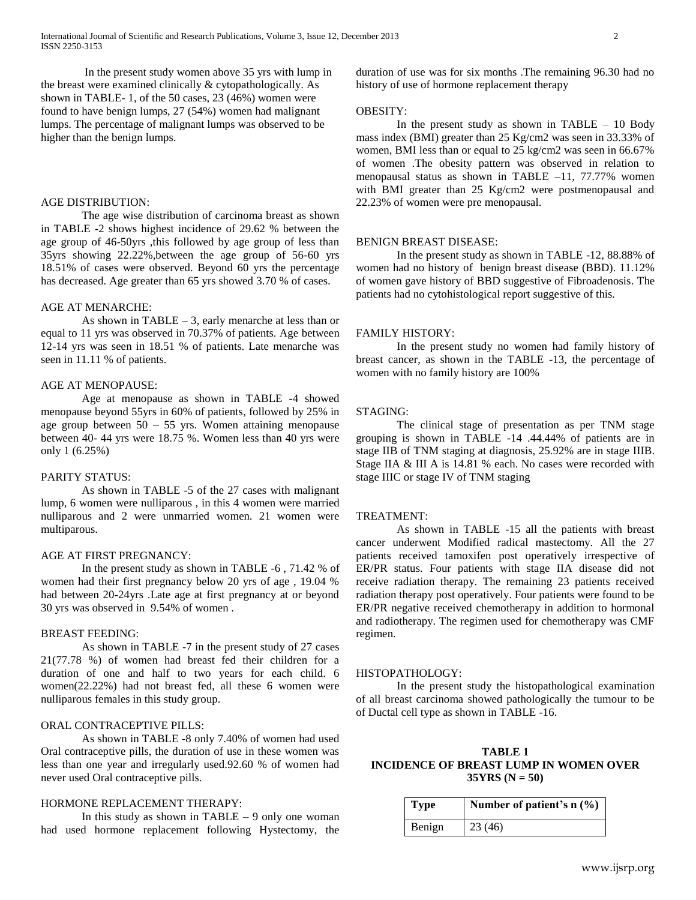In the present study women above 35 yrs with lump in the breast were examined clinically & cytopathologically. As shown in TABLE- 1, of the 50 cases, 23 (46%) women were found to have benign lumps, 27 (54%) women had malignant lumps. The percentage of malignant lumps was observed to be higher than the benign lumps.

AGE DISTRIBUTION:

The age wise distribution of carcinoma breast as shown in TABLE -2 shows highest incidence of 29.62 % between the age group of 46-50yrs ,this followed by age group of less than 35yrs showing 22.22%,between the age group of 56-60 yrs 18.51% of cases were observed. Beyond 60 yrs the percentage has decreased. Age greater than 65 yrs showed 3.70 % of cases.

AGE AT MENARCHE:

As shown in TABLE – 3, early menarche at less than or equal to 11 yrs was observed in 70.37% of patients. Age between 12-14 yrs was seen in 18.51 % of patients. Late menarche was seen in 11.11 % of patients.

AGE AT MENOPAUSE:

Age at menopause as shown in TABLE -4 showed menopause beyond 55yrs in 60% of patients, followed by 25% in age group between 50 – 55 yrs. Women attaining menopause between 40- 44 yrs were 18.75 %. Women less than 40 yrs were only 1 (6.25%)

PARITY STATUS:

As shown in TABLE -5 of the 27 cases with malignant lump, 6 women were nulliparous , in this 4 women were married nulliparous and 2 were unmarried women. 21 women were multiparous.

AGE AT FIRST PREGNANCY:

In the present study as shown in TABLE -6 , 71.42 % of women had their first pregnancy below 20 yrs of age , 19.04 % had between 20-24yrs .Late age at first pregnancy at or beyond 30 yrs was observed in 9.54% of women .

BREAST FEEDING:

As shown in TABLE -7 in the present study of 27 cases 21(77.78 %) of women had breast fed their children for a duration of one and half to two years for each child. 6 women(22.22%) had not breast fed, all these 6 women were nulliparous females in this study group.

ORAL CONTRACEPTIVE PILLS:

As shown in TABLE -8 only 7.40% of women had used Oral contraceptive pills, the duration of use in these women was less than one year and irregularly used.92.60 % of women had never used Oral contraceptive pills.

HORMONE REPLACEMENT THERAPY:

In this study as shown in TABLE – 9 only one woman had used hormone replacement following Hystectomy, the duration of use was for six months .The remaining 96.30 had no history of use of hormone replacement therapy

OBESITY:

In the present study as shown in TABLE – 10 Body mass index (BMI) greater than 25 Kg/cm2 was seen in 33.33% of women, BMI less than or equal to 25 kg/cm2 was seen in 66.67% of women .The obesity pattern was observed in relation to menopausal status as shown in TABLE –11, 77.77% women with BMI greater than 25 Kg/cm2 were postmenopausal and 22.23% of women were pre menopausal.

BENIGN BREAST DISEASE:

In the present study as shown in TABLE -12, 88.88% of women had no history of benign breast disease (BBD). 11.12% of women gave history of BBD suggestive of Fibroadenosis. The patients had no cytohistological report suggestive of this.

FAMILY HISTORY:

In the present study no women had family history of breast cancer, as shown in the TABLE -13, the percentage of women with no family history are 100%

STAGING:

The clinical stage of presentation as per TNM stage grouping is shown in TABLE -14 .44.44% of patients are in stage IIB of TNM staging at diagnosis, 25.92% are in stage IIIB. Stage IIA & III A is 14.81 % each. No cases were recorded with stage IIIC or stage IV of TNM staging

TREATMENT:

As shown in TABLE -15 all the patients with breast cancer underwent Modified radical mastectomy. All the 27 patients received tamoxifen post operatively irrespective of ER/PR status. Four patients with stage IIA disease did not receive radiation therapy. The remaining 23 patients received radiation therapy post operatively. Four patients were found to be ER/PR negative received chemotherapy in addition to hormonal and radiotherapy. The regimen used for chemotherapy was CMF regimen.

HISTOPATHOLOGY:

In the present study the histopathological examination of all breast carcinoma showed pathologically the tumour to be of Ductal cell type as shown in TABLE -16.

**TABLE 1**
**INCIDENCE OF BREAST LUMP IN WOMEN OVER 35YRS (N = 50)**

| Type | Number of patient's n (%) |
|---|---|
| Benign | 23 (46) |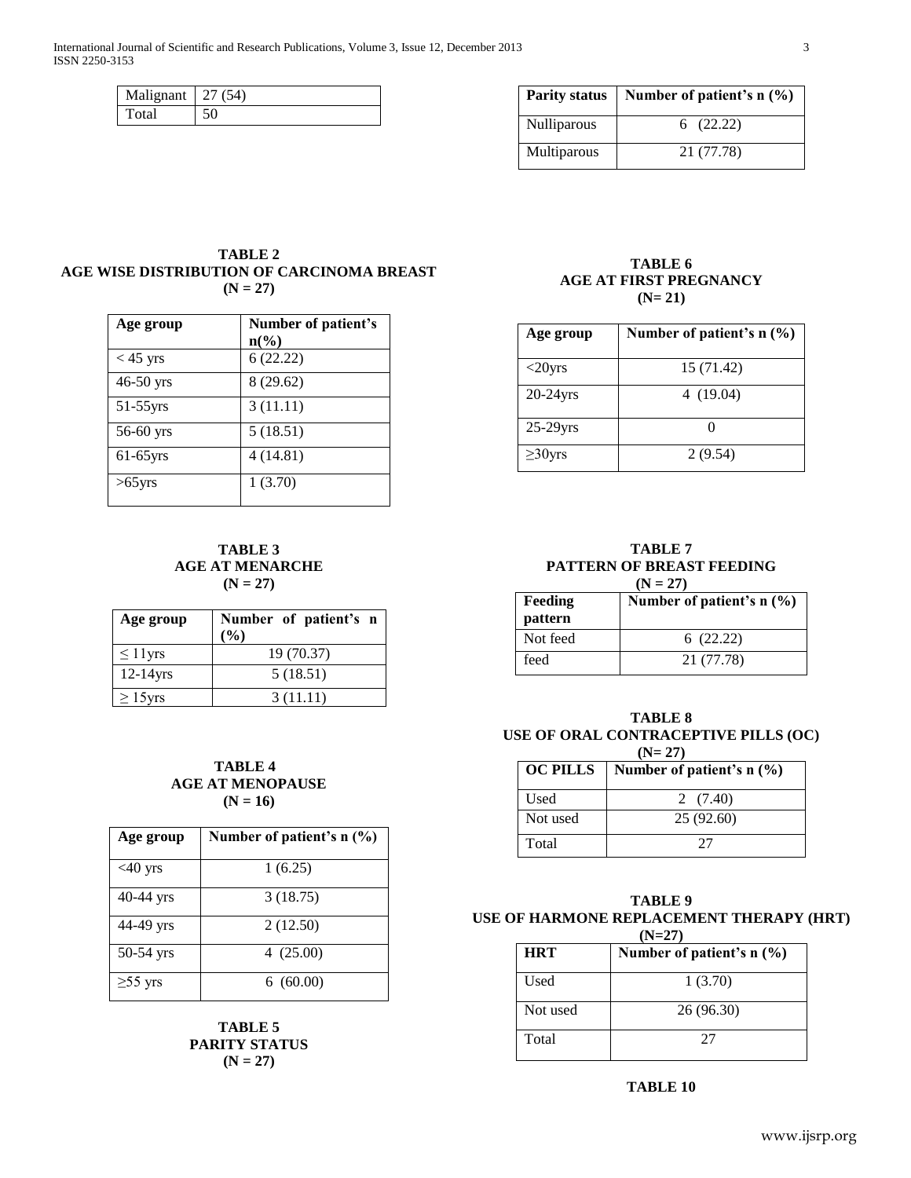| Malignant | 27 (54) |
|---|---|
| Total | 50 |

**TABLE 2**
**AGE WISE DISTRIBUTION OF CARCINOMA BREAST**
**(N = 27)**

| Age group | Number of patient's n(%) |
|---|---|
| < 45 yrs | 6 (22.22) |
| 46-50 yrs | 8 (29.62) |
| 51-55yrs | 3 (11.11) |
| 56-60 yrs | 5 (18.51) |
| 61-65yrs | 4 (14.81) |
| >65yrs | 1 (3.70) |

**TABLE 3**
**AGE AT MENARCHE**
**(N = 27)**

| Age group | Number of patient's n (%) |
|---|---|
| ≤ 11yrs | 19 (70.37) |
| 12-14yrs | 5 (18.51) |
| ≥ 15yrs | 3 (11.11) |

**TABLE 4**
**AGE AT MENOPAUSE**
**(N = 16)**

| Age group | Number of patient's n (%) |
|---|---|
| <40 yrs | 1 (6.25) |
| 40-44 yrs | 3 (18.75) |
| 44-49 yrs | 2 (12.50) |
| 50-54 yrs | 4 (25.00) |
| ≥55 yrs | 6 (60.00) |

**TABLE 5**
**PARITY STATUS**
**(N = 27)**

| Parity status | Number of patient's n (%) |
|---|---|
| Nulliparous | 6 (22.22) |
| Multiparous | 21 (77.78) |

**TABLE 6**
**AGE AT FIRST PREGNANCY**
**(N= 21)**

| Age group | Number of patient's n (%) |
|---|---|
| <20yrs | 15 (71.42) |
| 20-24yrs | 4 (19.04) |
| 25-29yrs | 0 |
| ≥30yrs | 2 (9.54) |

**TABLE 7**
**PATTERN OF BREAST FEEDING**
**(N = 27)**

| Feeding pattern | Number of patient's n (%) |
|---|---|
| Not feed | 6 (22.22) |
| feed | 21 (77.78) |

**TABLE 8**
**USE OF ORAL CONTRACEPTIVE PILLS (OC)**
**(N= 27)**

| OC PILLS | Number of patient's n (%) |
|---|---|
| Used | 2 (7.40) |
| Not used | 25 (92.60) |
| Total | 27 |

**TABLE 9**
**USE OF HARMONE REPLACEMENT THERAPY (HRT)**
**(N=27)**

| HRT | Number of patient's n (%) |
|---|---|
| Used | 1 (3.70) |
| Not used | 26 (96.30) |
| Total | 27 |

**TABLE 10**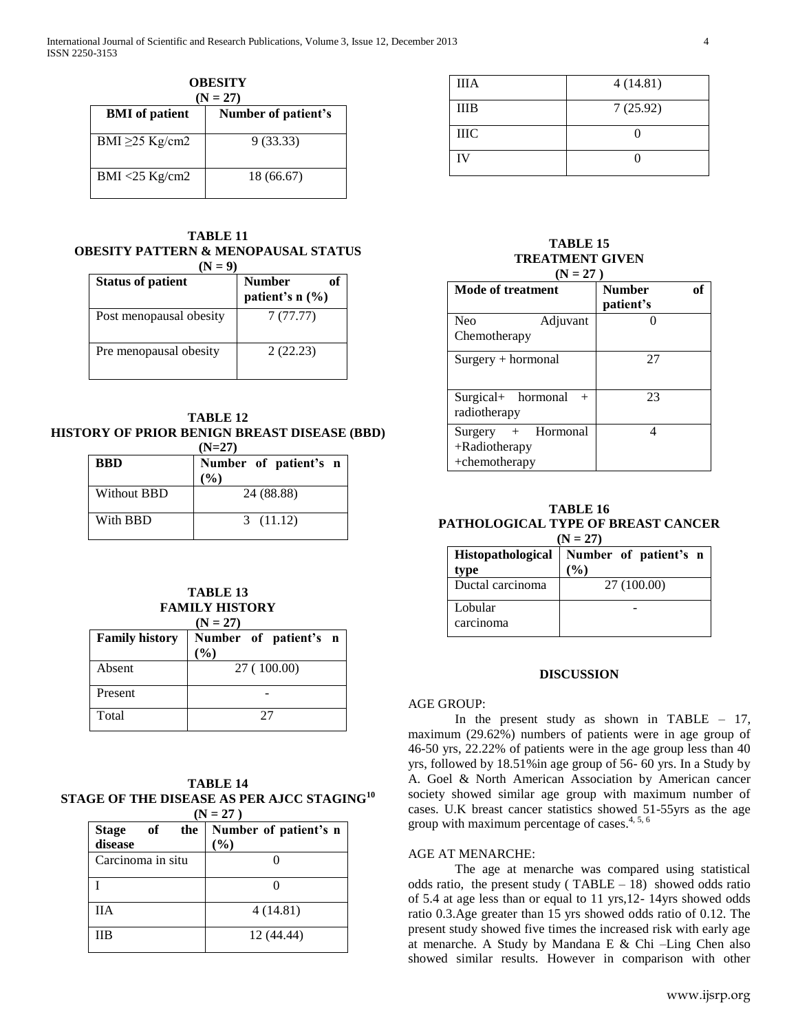**OBESITY**
**(N = 27)**

| BMI of patient | Number of patient's |
|---|---|
| BMI ≥25 Kg/cm2 | 9 (33.33) |
| BMI <25 Kg/cm2 | 18 (66.67) |

**TABLE 11**
**OBESITY PATTERN & MENOPAUSAL STATUS**
**(N = 9)**

| Status of patient | Number of patient's n (%) |
|---|---|
| Post menopausal obesity | 7 (77.77) |
| Pre menopausal obesity | 2 (22.23) |

**TABLE 12**
**HISTORY OF PRIOR BENIGN BREAST DISEASE (BBD)**
**(N=27)**

| BBD | Number of patient's n (%) |
|---|---|
| Without BBD | 24 (88.88) |
| With BBD | 3 (11.12) |

**TABLE 13**
**FAMILY HISTORY**
**(N = 27)**

| Family history | Number of patient's n (%) |
|---|---|
| Absent | 27 ( 100.00) |
| Present | - |
| Total | 27 |

**TABLE 14**
**STAGE OF THE DISEASE AS PER AJCC STAGING[10]**
**(N = 27 )**

| Stage of the disease | Number of patient's n (%) |
|---|---|
| Carcinoma in situ | 0 |
| I | 0 |
| IIA | 4 (14.81) |
| IIB | 12 (44.44) |
| IIIA | 4 (14.81) |
| IIIB | 7 (25.92) |
| IIIC | 0 |
| IV | 0 |

**TABLE 15**
**TREATMENT GIVEN**
**(N = 27 )**

| Mode of treatment | Number of patient's |
|---|---|
| Neo Adjuvant Chemotherapy | 0 |
| Surgery + hormonal | 27 |
| Surgical+ hormonal + radiotherapy | 23 |
| Surgery + Hormonal +Radiotherapy +chemotherapy | 4 |

**TABLE 16**
**PATHOLOGICAL TYPE OF BREAST CANCER**
**(N = 27)**

| Histopathological type | Number of patient's n (%) |
|---|---|
| Ductal carcinoma | 27 (100.00) |
| Lobular carcinoma | - |

## DISCUSSION

AGE GROUP:

In the present study as shown in TABLE – 17, maximum (29.62%) numbers of patients were in age group of 46-50 yrs, 22.22% of patients were in the age group less than 40 yrs, followed by 18.51%in age group of 56- 60 yrs. In a Study by A. Goel & North American Association by American cancer society showed similar age group with maximum number of cases. U.K breast cancer statistics showed 51-55yrs as the age group with maximum percentage of cases.[4, 5, 6]

AGE AT MENARCHE:

The age at menarche was compared using statistical odds ratio, the present study ( TABLE – 18) showed odds ratio of 5.4 at age less than or equal to 11 yrs,12- 14yrs showed odds ratio 0.3.Age greater than 15 yrs showed odds ratio of 0.12. The present study showed five times the increased risk with early age at menarche. A Study by Mandana E & Chi –Ling Chen also showed similar results. However in comparison with other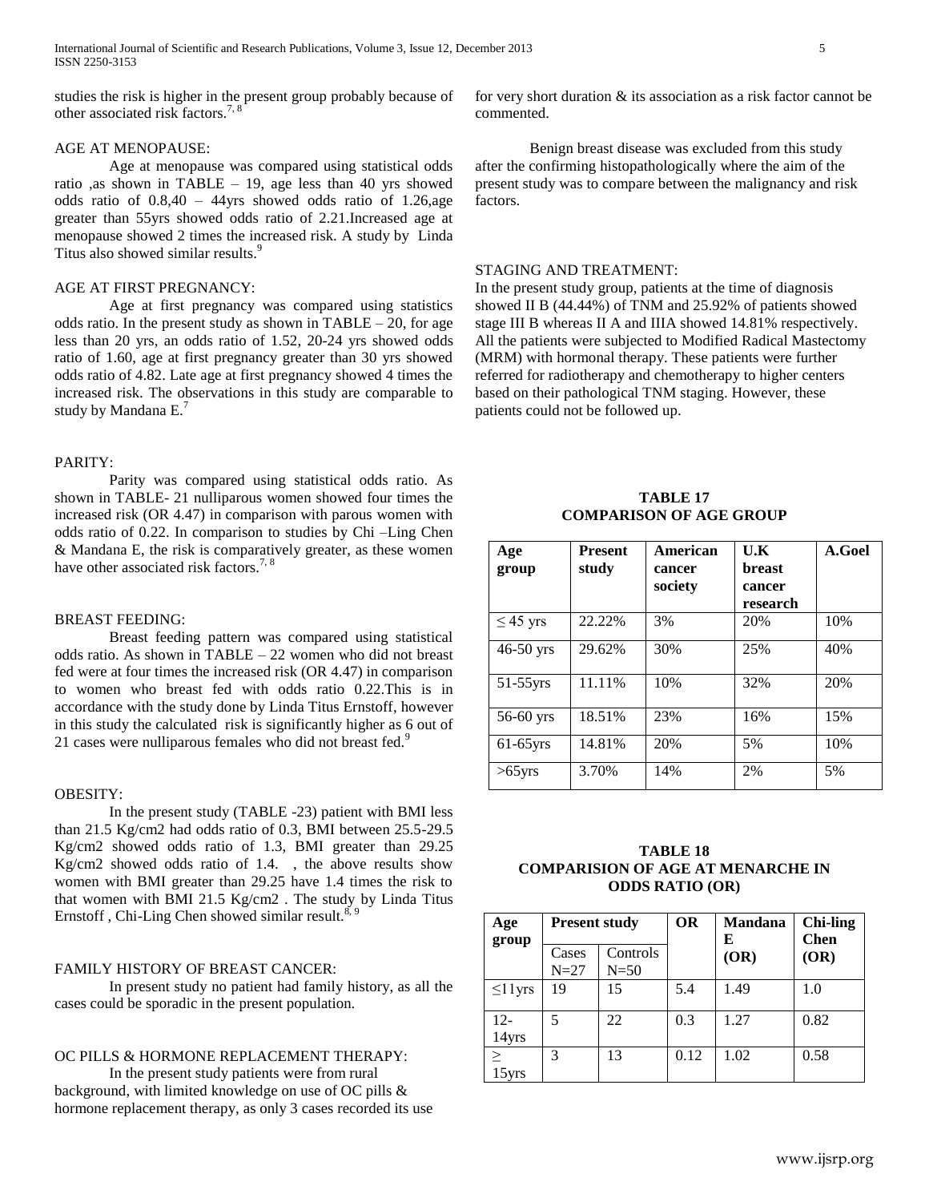studies the risk is higher in the present group probably because of other associated risk factors.[7, 8]

AGE AT MENOPAUSE:

Age at menopause was compared using statistical odds ratio ,as shown in TABLE – 19, age less than 40 yrs showed odds ratio of 0.8,40 – 44yrs showed odds ratio of 1.26,age greater than 55yrs showed odds ratio of 2.21.Increased age at menopause showed 2 times the increased risk. A study by Linda Titus also showed similar results.[9]

AGE AT FIRST PREGNANCY:

Age at first pregnancy was compared using statistics odds ratio. In the present study as shown in TABLE – 20, for age less than 20 yrs, an odds ratio of 1.52, 20-24 yrs showed odds ratio of 1.60, age at first pregnancy greater than 30 yrs showed odds ratio of 4.82. Late age at first pregnancy showed 4 times the increased risk. The observations in this study are comparable to study by Mandana E.[7]

PARITY:

Parity was compared using statistical odds ratio. As shown in TABLE- 21 nulliparous women showed four times the increased risk (OR 4.47) in comparison with parous women with odds ratio of 0.22. In comparison to studies by Chi –Ling Chen & Mandana E, the risk is comparatively greater, as these women have other associated risk factors.[7, 8]

BREAST FEEDING:

Breast feeding pattern was compared using statistical odds ratio. As shown in TABLE – 22 women who did not breast fed were at four times the increased risk (OR 4.47) in comparison to women who breast fed with odds ratio 0.22.This is in accordance with the study done by Linda Titus Ernstoff, however in this study the calculated risk is significantly higher as 6 out of 21 cases were nulliparous females who did not breast fed.[9]

OBESITY:

In the present study (TABLE -23) patient with BMI less than 21.5 Kg/cm2 had odds ratio of 0.3, BMI between 25.5-29.5 Kg/cm2 showed odds ratio of 1.3, BMI greater than 29.25 Kg/cm2 showed odds ratio of 1.4. , the above results show women with BMI greater than 29.25 have 1.4 times the risk to that women with BMI 21.5 Kg/cm2 . The study by Linda Titus Ernstoff , Chi-Ling Chen showed similar result.[8, 9]

FAMILY HISTORY OF BREAST CANCER:

In present study no patient had family history, as all the cases could be sporadic in the present population.

OC PILLS & HORMONE REPLACEMENT THERAPY:

In the present study patients were from rural background, with limited knowledge on use of OC pills & hormone replacement therapy, as only 3 cases recorded its use for very short duration & its association as a risk factor cannot be commented.

Benign breast disease was excluded from this study after the confirming histopathologically where the aim of the present study was to compare between the malignancy and risk factors.

STAGING AND TREATMENT:

In the present study group, patients at the time of diagnosis showed II B (44.44%) of TNM and 25.92% of patients showed stage III B whereas II A and IIIA showed 14.81% respectively. All the patients were subjected to Modified Radical Mastectomy (MRM) with hormonal therapy. These patients were further referred for radiotherapy and chemotherapy to higher centers based on their pathological TNM staging. However, these patients could not be followed up.

**TABLE 17**
**COMPARISON OF AGE GROUP**

| Age group | Present study | American cancer society | U.K breast cancer research | A.Goel |
|---|---|---|---|---|
| ≤ 45 yrs | 22.22% | 3% | 20% | 10% |
| 46-50 yrs | 29.62% | 30% | 25% | 40% |
| 51-55yrs | 11.11% | 10% | 32% | 20% |
| 56-60 yrs | 18.51% | 23% | 16% | 15% |
| 61-65yrs | 14.81% | 20% | 5% | 10% |
| >65yrs | 3.70% | 14% | 2% | 5% |

**TABLE 18**
**COMPARISION OF AGE AT MENARCHE IN ODDS RATIO (OR)**

| Age group | Present study | | OR | Mandana E (OR) | Chi-ling Chen (OR) |
|---|---|---|---|---|---|
| | Cases N=27 | Controls N=50 | | | |
| ≤11yrs | 19 | 15 | 5.4 | 1.49 | 1.0 |
| 12-14yrs | 5 | 22 | 0.3 | 1.27 | 0.82 |
| ≥ 15yrs | 3 | 13 | 0.12 | 1.02 | 0.58 |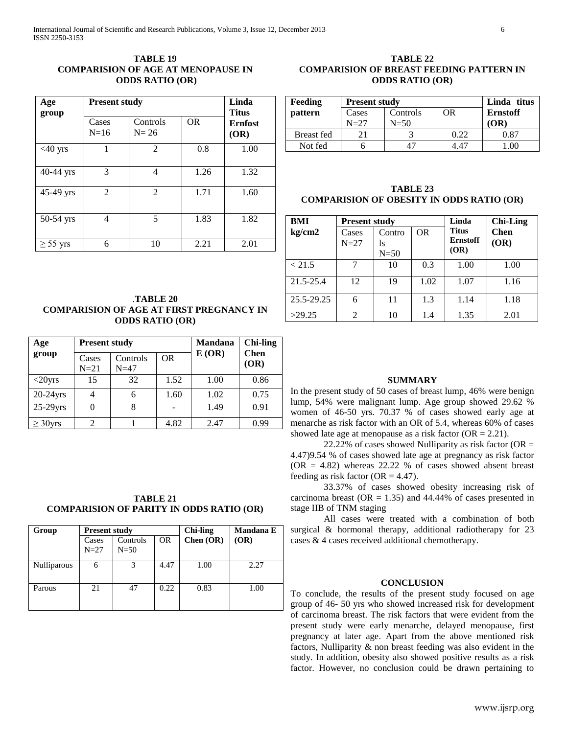**TABLE 19**
**COMPARISION OF AGE AT MENOPAUSE IN ODDS RATIO (OR)**

| Age group | Present study | | | Linda Titus Ernfost (OR) |
|---|---|---|---|---|
| | Cases N=16 | Controls N= 26 | OR | |
| <40 yrs | 1 | 2 | 0.8 | 1.00 |
| 40-44 yrs | 3 | 4 | 1.26 | 1.32 |
| 45-49 yrs | 2 | 2 | 1.71 | 1.60 |
| 50-54 yrs | 4 | 5 | 1.83 | 1.82 |
| ≥ 55 yrs | 6 | 10 | 2.21 | 2.01 |

.**TABLE 20**
**COMPARISION OF AGE AT FIRST PREGNANCY IN ODDS RATIO (OR)**

| Age group | Present study | | | Mandana E (OR) | Chi-ling Chen (OR) |
|---|---|---|---|---|---|
| | Cases N=21 | Controls N=47 | OR | | |
| <20yrs | 15 | 32 | 1.52 | 1.00 | 0.86 |
| 20-24yrs | 4 | 6 | 1.60 | 1.02 | 0.75 |
| 25-29yrs | 0 | 8 | - | 1.49 | 0.91 |
| ≥ 30yrs | 2 | 1 | 4.82 | 2.47 | 0.99 |

**TABLE 21**
**COMPARISION OF PARITY IN ODDS RATIO (OR)**

| Group | Present study | | | Chi-ling Chen (OR) | Mandana E (OR) |
|---|---|---|---|---|---|
| | Cases N=27 | Controls N=50 | OR | | |
| Nulliparous | 6 | 3 | 4.47 | 1.00 | 2.27 |
| Parous | 21 | 47 | 0.22 | 0.83 | 1.00 |

**TABLE 22**
**COMPARISION OF BREAST FEEDING PATTERN IN ODDS RATIO (OR)**

| Feeding pattern | Present study | | | Linda titus Ernstoff (OR) |
|---|---|---|---|---|
| | Cases N=27 | Controls N=50 | OR | |
| Breast fed | 21 | 3 | 0.22 | 0.87 |
| Not fed | 6 | 47 | 4.47 | 1.00 |

**TABLE 23**
**COMPARISION OF OBESITY IN ODDS RATIO (OR)**

| BMI kg/cm2 | Present study | | | Linda Titus Ernstoff (OR) | Chi-Ling Chen (OR) |
|---|---|---|---|---|---|
| | Cases N=27 | Controls N=50 | OR | | |
| < 21.5 | 7 | 10 | 0.3 | 1.00 | 1.00 |
| 21.5-25.4 | 12 | 19 | 1.02 | 1.07 | 1.16 |
| 25.5-29.25 | 6 | 11 | 1.3 | 1.14 | 1.18 |
| >29.25 | 2 | 10 | 1.4 | 1.35 | 2.01 |

## SUMMARY

In the present study of 50 cases of breast lump, 46% were benign lump, 54% were malignant lump. Age group showed 29.62 % women of 46-50 yrs. 70.37 % of cases showed early age at menarche as risk factor with an OR of 5.4, whereas 60% of cases showed late age at menopause as a risk factor (OR = 2.21).

22.22% of cases showed Nulliparity as risk factor (OR = 4.47)9.54 % of cases showed late age at pregnancy as risk factor (OR = 4.82) whereas 22.22 % of cases showed absent breast feeding as risk factor (OR = 4.47).

33.37% of cases showed obesity increasing risk of carcinoma breast (OR = 1.35) and 44.44% of cases presented in stage IIB of TNM staging

All cases were treated with a combination of both surgical & hormonal therapy, additional radiotherapy for 23 cases & 4 cases received additional chemotherapy.

## CONCLUSION

To conclude, the results of the present study focused on age group of 46- 50 yrs who showed increased risk for development of carcinoma breast. The risk factors that were evident from the present study were early menarche, delayed menopause, first pregnancy at later age. Apart from the above mentioned risk factors, Nulliparity & non breast feeding was also evident in the study. In addition, obesity also showed positive results as a risk factor. However, no conclusion could be drawn pertaining to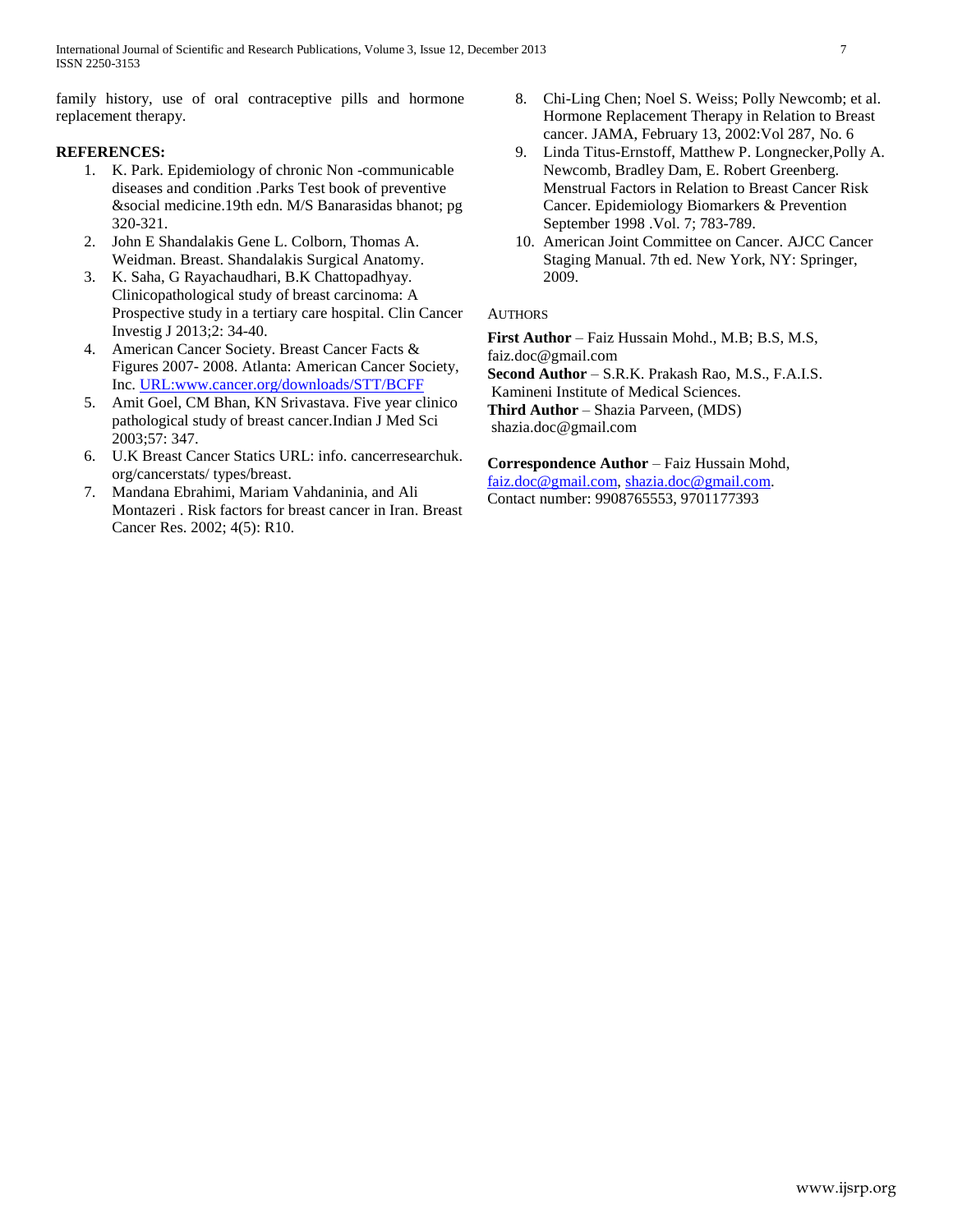family history, use of oral contraceptive pills and hormone replacement therapy.

## REFERENCES:

1. K. Park. Epidemiology of chronic Non -communicable diseases and condition .Parks Test book of preventive &social medicine.19th edn. M/S Banarasidas bhanot; pg 320-321.
2. John E Shandalakis Gene L. Colborn, Thomas A. Weidman. Breast. Shandalakis Surgical Anatomy.
3. K. Saha, G Rayachaudhari, B.K Chattopadhyay. Clinicopathological study of breast carcinoma: A Prospective study in a tertiary care hospital. Clin Cancer Investig J 2013;2: 34-40.
4. American Cancer Society. Breast Cancer Facts & Figures 2007- 2008. Atlanta: American Cancer Society, Inc. URL:www.cancer.org/downloads/STT/BCFF
5. Amit Goel, CM Bhan, KN Srivastava. Five year clinico pathological study of breast cancer.Indian J Med Sci 2003;57: 347.
6. U.K Breast Cancer Statics URL: info. cancerresearchuk. org/cancerstats/ types/breast.
7. Mandana Ebrahimi, Mariam Vahdaninia, and Ali Montazeri . Risk factors for breast cancer in Iran. Breast Cancer Res. 2002; 4(5): R10.
8. Chi-Ling Chen; Noel S. Weiss; Polly Newcomb; et al. Hormone Replacement Therapy in Relation to Breast cancer. JAMA, February 13, 2002:Vol 287, No. 6
9. Linda Titus-Ernstoff, Matthew P. Longnecker,Polly A. Newcomb, Bradley Dam, E. Robert Greenberg. Menstrual Factors in Relation to Breast Cancer Risk Cancer. Epidemiology Biomarkers & Prevention September 1998 .Vol. 7; 783-789.
10. American Joint Committee on Cancer. AJCC Cancer Staging Manual. 7th ed. New York, NY: Springer, 2009.

AUTHORS

**First Author** – Faiz Hussain Mohd., M.B; B.S, M.S, faiz.doc@gmail.com
**Second Author** – S.R.K. Prakash Rao, M.S., F.A.I.S. Kamineni Institute of Medical Sciences.
**Third Author** – Shazia Parveen, (MDS) shazia.doc@gmail.com

**Correspondence Author** – Faiz Hussain Mohd, faiz.doc@gmail.com, shazia.doc@gmail.com.
Contact number: 9908765553, 9701177393